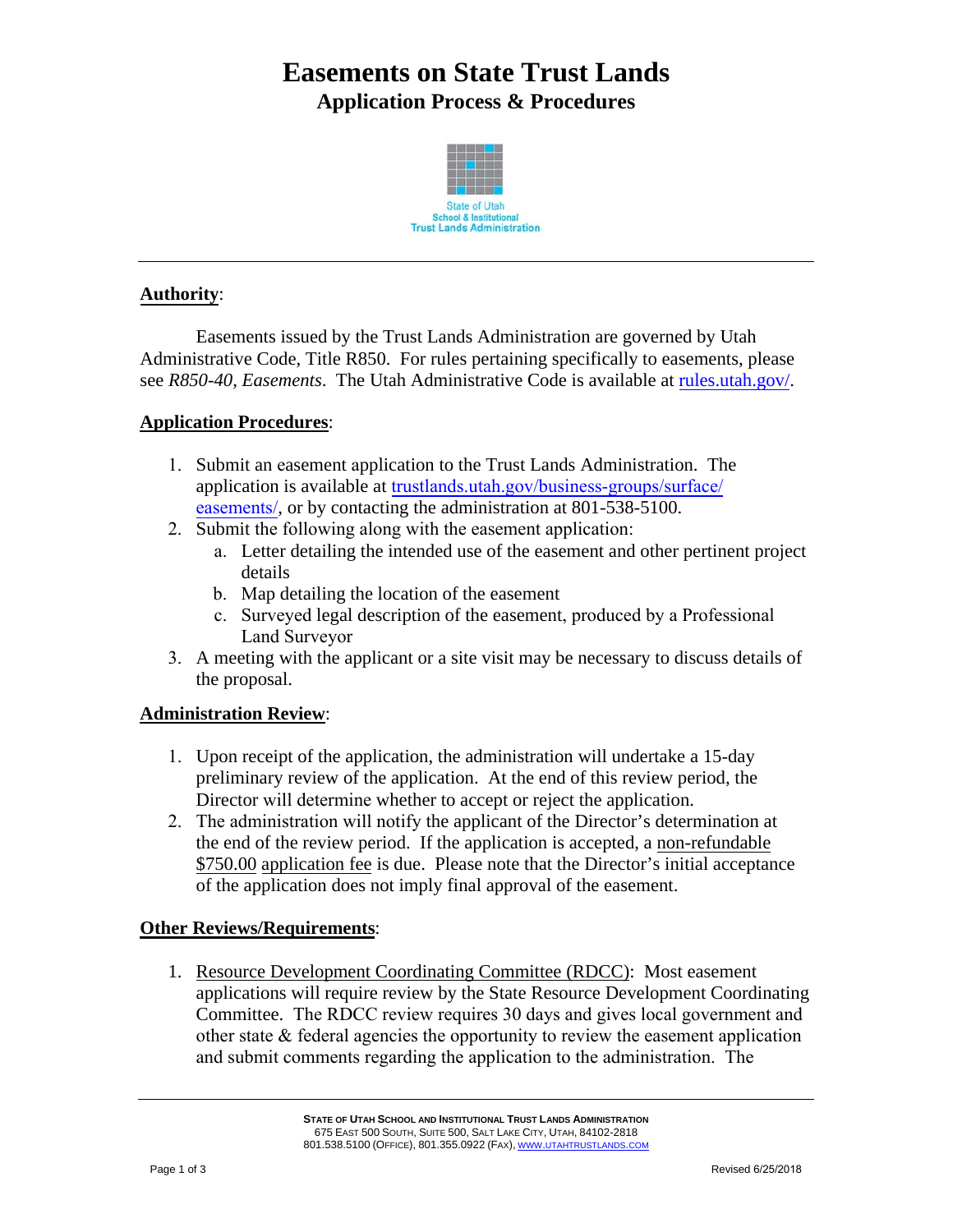# Easements on State Trust Lands

## Application Process & Procedures

State of Utah
School & Institutional
Trust Lands Administration

---

**Authority**:

Easements issued by the Trust Lands Administration are governed by Utah Administrative Code, Title R850. For rules pertaining specifically to easements, please see *R850-40, Easements*. The Utah Administrative Code is available at [rules.utah.gov/](rules.utah.gov/).

**Application Procedures**:

1. Submit an easement application to the Trust Lands Administration. The application is available at [trustlands.utah.gov/business-groups/surface/easements/](trustlands.utah.gov/business-groups/surface/easements/), or by contacting the administration at 801-538-5100.
2. Submit the following along with the easement application:
   a. Letter detailing the intended use of the easement and other pertinent project details
   b. Map detailing the location of the easement
   c. Surveyed legal description of the easement, produced by a Professional Land Surveyor
3. A meeting with the applicant or a site visit may be necessary to discuss details of the proposal.

**Administration Review**:

1. Upon receipt of the application, the administration will undertake a 15-day preliminary review of the application. At the end of this review period, the Director will determine whether to accept or reject the application.
2. The administration will notify the applicant of the Director's determination at the end of the review period. If the application is accepted, a non-refundable $750.00 application fee is due. Please note that the Director's initial acceptance of the application does not imply final approval of the easement.

**Other Reviews/Requirements**:

1. Resource Development Coordinating Committee (RDCC): Most easement applications will require review by the State Resource Development Coordinating Committee. The RDCC review requires 30 days and gives local government and other state & federal agencies the opportunity to review the easement application and submit comments regarding the application to the administration. The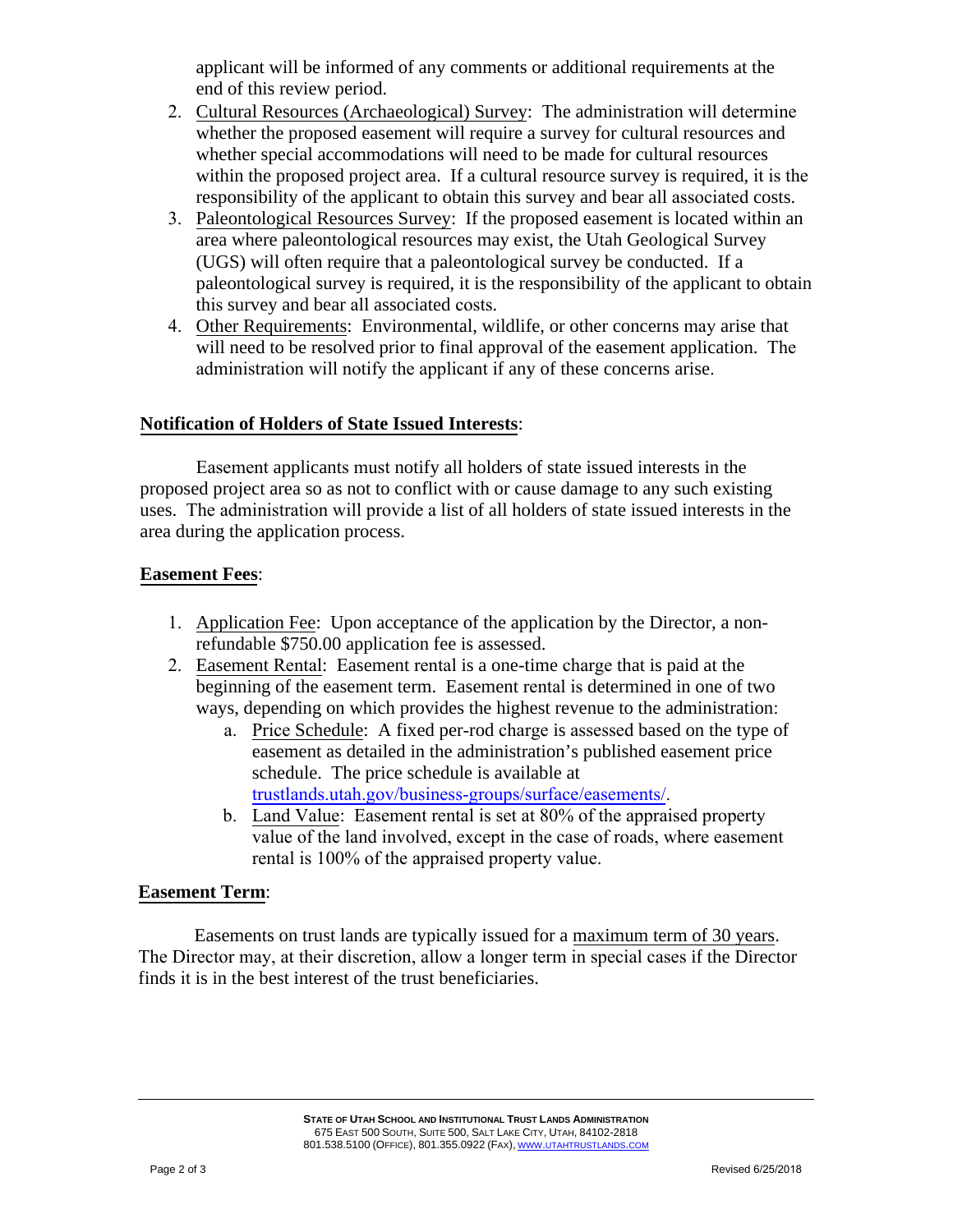applicant will be informed of any comments or additional requirements at the end of this review period.

2. Cultural Resources (Archaeological) Survey: The administration will determine whether the proposed easement will require a survey for cultural resources and whether special accommodations will need to be made for cultural resources within the proposed project area. If a cultural resource survey is required, it is the responsibility of the applicant to obtain this survey and bear all associated costs.
3. Paleontological Resources Survey: If the proposed easement is located within an area where paleontological resources may exist, the Utah Geological Survey (UGS) will often require that a paleontological survey be conducted. If a paleontological survey is required, it is the responsibility of the applicant to obtain this survey and bear all associated costs.
4. Other Requirements: Environmental, wildlife, or other concerns may arise that will need to be resolved prior to final approval of the easement application. The administration will notify the applicant if any of these concerns arise.

**Notification of Holders of State Issued Interests**:

Easement applicants must notify all holders of state issued interests in the proposed project area so as not to conflict with or cause damage to any such existing uses. The administration will provide a list of all holders of state issued interests in the area during the application process.

**Easement Fees**:

1. Application Fee: Upon acceptance of the application by the Director, a non-refundable $750.00 application fee is assessed.
2. Easement Rental: Easement rental is a one-time charge that is paid at the beginning of the easement term. Easement rental is determined in one of two ways, depending on which provides the highest revenue to the administration:
   a. Price Schedule: A fixed per-rod charge is assessed based on the type of easement as detailed in the administration's published easement price schedule. The price schedule is available at trustlands.utah.gov/business-groups/surface/easements/.
   b. Land Value: Easement rental is set at 80% of the appraised property value of the land involved, except in the case of roads, where easement rental is 100% of the appraised property value.

**Easement Term**:

Easements on trust lands are typically issued for a maximum term of 30 years. The Director may, at their discretion, allow a longer term in special cases if the Director finds it is in the best interest of the trust beneficiaries.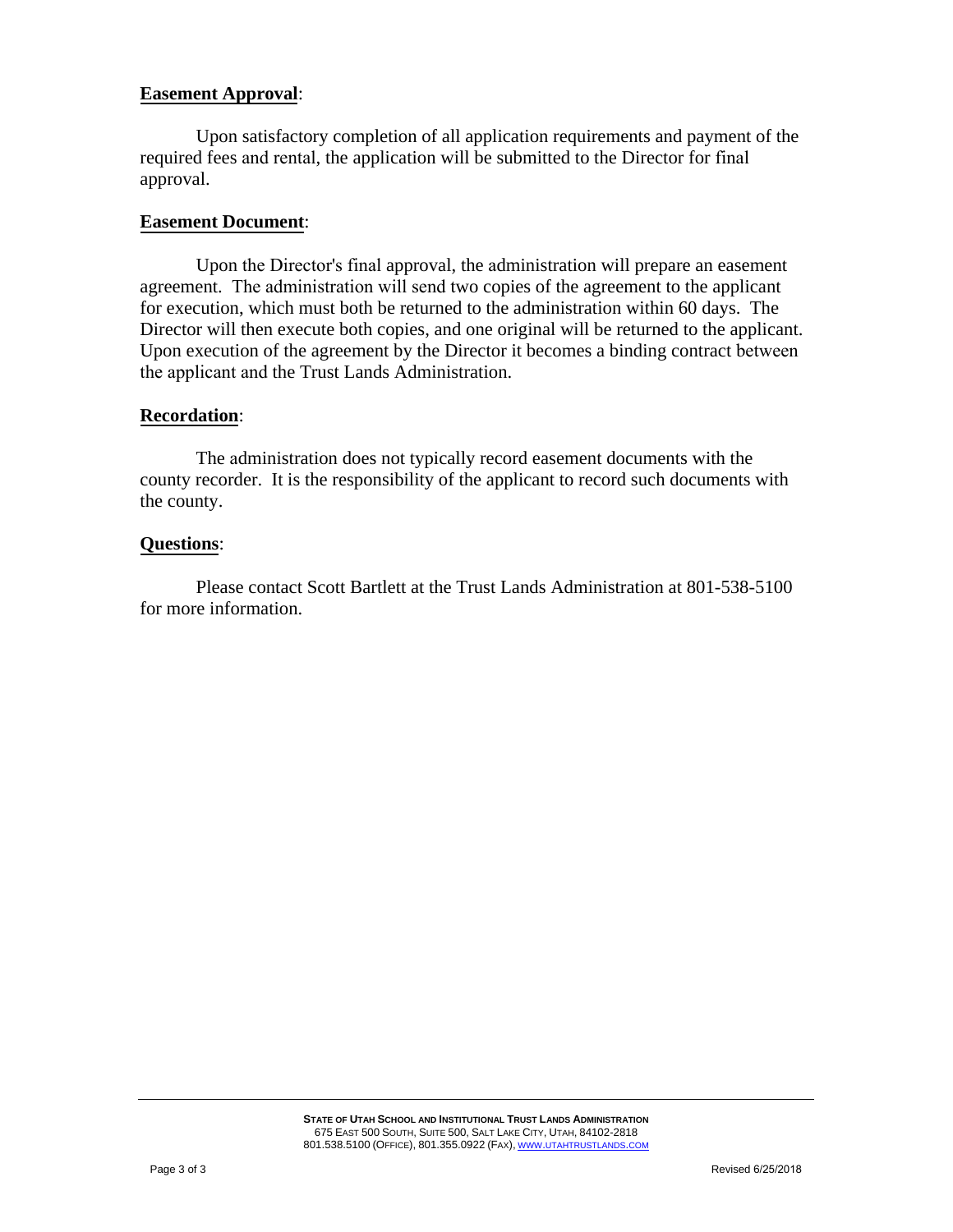**Easement Approval**:

Upon satisfactory completion of all application requirements and payment of the required fees and rental, the application will be submitted to the Director for final approval.

**Easement Document**:

Upon the Director's final approval, the administration will prepare an easement agreement. The administration will send two copies of the agreement to the applicant for execution, which must both be returned to the administration within 60 days. The Director will then execute both copies, and one original will be returned to the applicant. Upon execution of the agreement by the Director it becomes a binding contract between the applicant and the Trust Lands Administration.

**Recordation**:

The administration does not typically record easement documents with the county recorder. It is the responsibility of the applicant to record such documents with the county.

**Questions**:

Please contact Scott Bartlett at the Trust Lands Administration at 801-538-5100 for more information.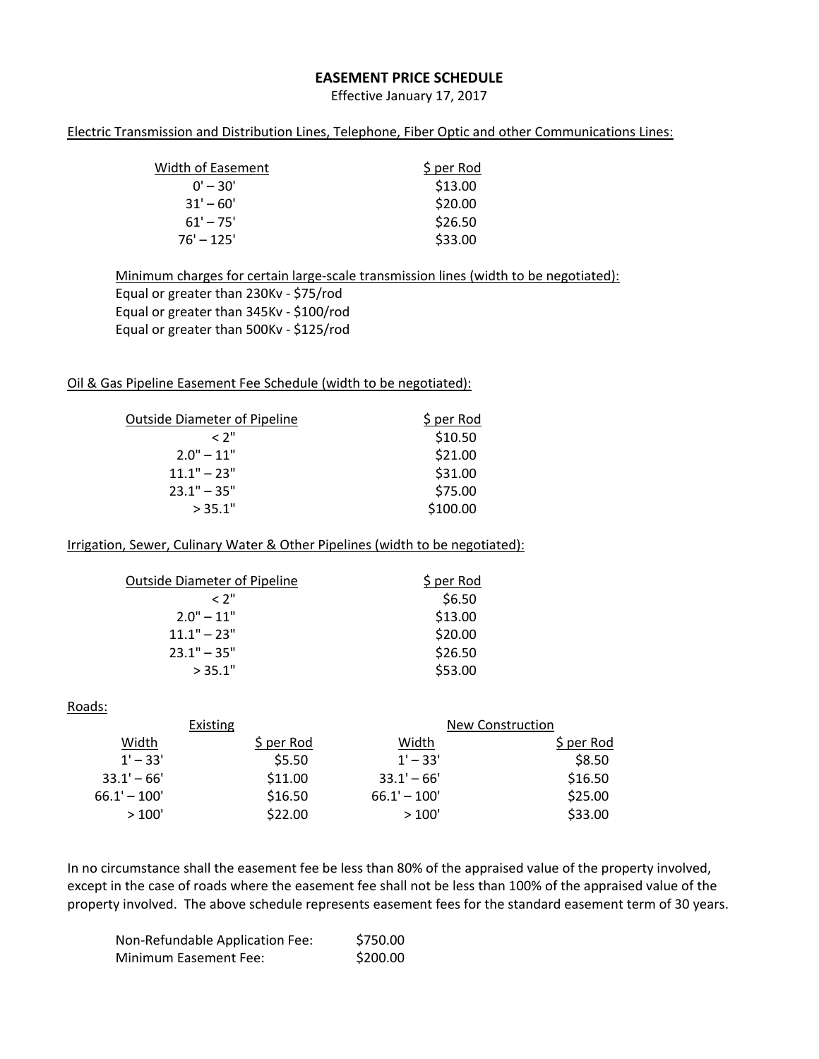# EASEMENT PRICE SCHEDULE

Effective January 17, 2017

Electric Transmission and Distribution Lines, Telephone, Fiber Optic and other Communications Lines:

| Width of Easement | $ per Rod |
| --- | --- |
| 0' – 30' | $13.00 |
| 31' – 60' | $20.00 |
| 61' – 75' | $26.50 |
| 76' – 125' | $33.00 |

Minimum charges for certain large-scale transmission lines (width to be negotiated):

Equal or greater than 230Kv - $75/rod
Equal or greater than 345Kv - $100/rod
Equal or greater than 500Kv - $125/rod

Oil & Gas Pipeline Easement Fee Schedule (width to be negotiated):

| Outside Diameter of Pipeline | $ per Rod |
| --- | --- |
| < 2" | $10.50 |
| 2.0" – 11" | $21.00 |
| 11.1" – 23" | $31.00 |
| 23.1" – 35" | $75.00 |
| > 35.1" | $100.00 |

Irrigation, Sewer, Culinary Water & Other Pipelines (width to be negotiated):

| Outside Diameter of Pipeline | $ per Rod |
| --- | --- |
| < 2" | $6.50 |
| 2.0" – 11" | $13.00 |
| 11.1" – 23" | $20.00 |
| 23.1" – 35" | $26.50 |
| > 35.1" | $53.00 |

Roads:

| Existing | | New Construction | |
| --- | --- | --- | --- |
| Width | $ per Rod | Width | $ per Rod |
| 1' – 33' | $5.50 | 1' – 33' | $8.50 |
| 33.1' – 66' | $11.00 | 33.1' – 66' | $16.50 |
| 66.1' – 100' | $16.50 | 66.1' – 100' | $25.00 |
| > 100' | $22.00 | > 100' | $33.00 |

In no circumstance shall the easement fee be less than 80% of the appraised value of the property involved, except in the case of roads where the easement fee shall not be less than 100% of the appraised value of the property involved. The above schedule represents easement fees for the standard easement term of 30 years.

| | |
| --- | --- |
| Non-Refundable Application Fee: | $750.00 |
| Minimum Easement Fee: | $200.00 |